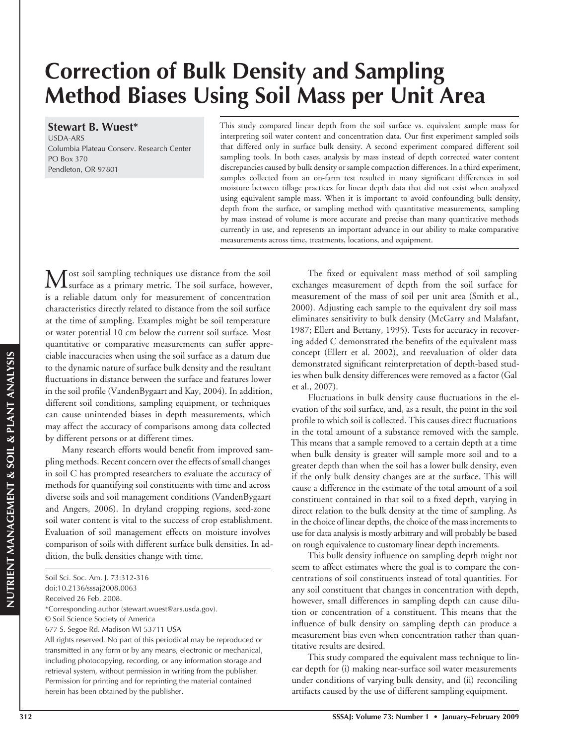# Correction of Bulk Density and Sampling Method Biases Using Soil Mass per Unit Area

**Stewart B. Wuest***
USDA-ARS
Columbia Plateau Conserv. Research Center
PO Box 370
Pendleton, OR 97801

This study compared linear depth from the soil surface vs. equivalent sample mass for interpreting soil water content and concentration data. Our first experiment sampled soils that differed only in surface bulk density. A second experiment compared different soil sampling tools. In both cases, analysis by mass instead of depth corrected water content discrepancies caused by bulk density or sample compaction differences. In a third experiment, samples collected from an on-farm test resulted in many significant differences in soil moisture between tillage practices for linear depth data that did not exist when analyzed using equivalent sample mass. When it is important to avoid confounding bulk density, depth from the surface, or sampling method with quantitative measurements, sampling by mass instead of volume is more accurate and precise than many quantitative methods currently in use, and represents an important advance in our ability to make comparative measurements across time, treatments, locations, and equipment.

Most soil sampling techniques use distance from the soil surface as a primary metric. The soil surface, however, is a reliable datum only for measurement of concentration characteristics directly related to distance from the soil surface at the time of sampling. Examples might be soil temperature or water potential 10 cm below the current soil surface. Most quantitative or comparative measurements can suffer appreciable inaccuracies when using the soil surface as a datum due to the dynamic nature of surface bulk density and the resultant fluctuations in distance between the surface and features lower in the soil profile (VandenBygaart and Kay, 2004). In addition, different soil conditions, sampling equipment, or techniques can cause unintended biases in depth measurements, which may affect the accuracy of comparisons among data collected by different persons or at different times.

Many research efforts would benefit from improved sampling methods. Recent concern over the effects of small changes in soil C has prompted researchers to evaluate the accuracy of methods for quantifying soil constituents with time and across diverse soils and soil management conditions (VandenBygaart and Angers, 2006). In dryland cropping regions, seed-zone soil water content is vital to the success of crop establishment. Evaluation of soil management effects on moisture involves comparison of soils with different surface bulk densities. In addition, the bulk densities change with time.

Soil Sci. Soc. Am. J. 73:312-316
doi:10.2136/sssaj2008.0063
Received 26 Feb. 2008.
*Corresponding author (stewart.wuest@ars.usda.gov).
© Soil Science Society of America
677 S. Segoe Rd. Madison WI 53711 USA
All rights reserved. No part of this periodical may be reproduced or transmitted in any form or by any means, electronic or mechanical, including photocopying, recording, or any information storage and retrieval system, without permission in writing from the publisher. Permission for printing and for reprinting the material contained herein has been obtained by the publisher.

The fixed or equivalent mass method of soil sampling exchanges measurement of depth from the soil surface for measurement of the mass of soil per unit area (Smith et al., 2000). Adjusting each sample to the equivalent dry soil mass eliminates sensitivity to bulk density (McGarry and Malafant, 1987; Ellert and Bettany, 1995). Tests for accuracy in recovering added C demonstrated the benefits of the equivalent mass concept (Ellert et al. 2002), and reevaluation of older data demonstrated significant reinterpretation of depth-based studies when bulk density differences were removed as a factor (Gal et al., 2007).

Fluctuations in bulk density cause fluctuations in the elevation of the soil surface, and, as a result, the point in the soil profile to which soil is collected. This causes direct fluctuations in the total amount of a substance removed with the sample. This means that a sample removed to a certain depth at a time when bulk density is greater will sample more soil and to a greater depth than when the soil has a lower bulk density, even if the only bulk density changes are at the surface. This will cause a difference in the estimate of the total amount of a soil constituent contained in that soil to a fixed depth, varying in direct relation to the bulk density at the time of sampling. As in the choice of linear depths, the choice of the mass increments to use for data analysis is mostly arbitrary and will probably be based on rough equivalence to customary linear depth increments.

This bulk density influence on sampling depth might not seem to affect estimates where the goal is to compare the concentrations of soil constituents instead of total quantities. For any soil constituent that changes in concentration with depth, however, small differences in sampling depth can cause dilution or concentration of a constituent. This means that the influence of bulk density on sampling depth can produce a measurement bias even when concentration rather than quantitative results are desired.

This study compared the equivalent mass technique to linear depth for (i) making near-surface soil water measurements under conditions of varying bulk density, and (ii) reconciling artifacts caused by the use of different sampling equipment.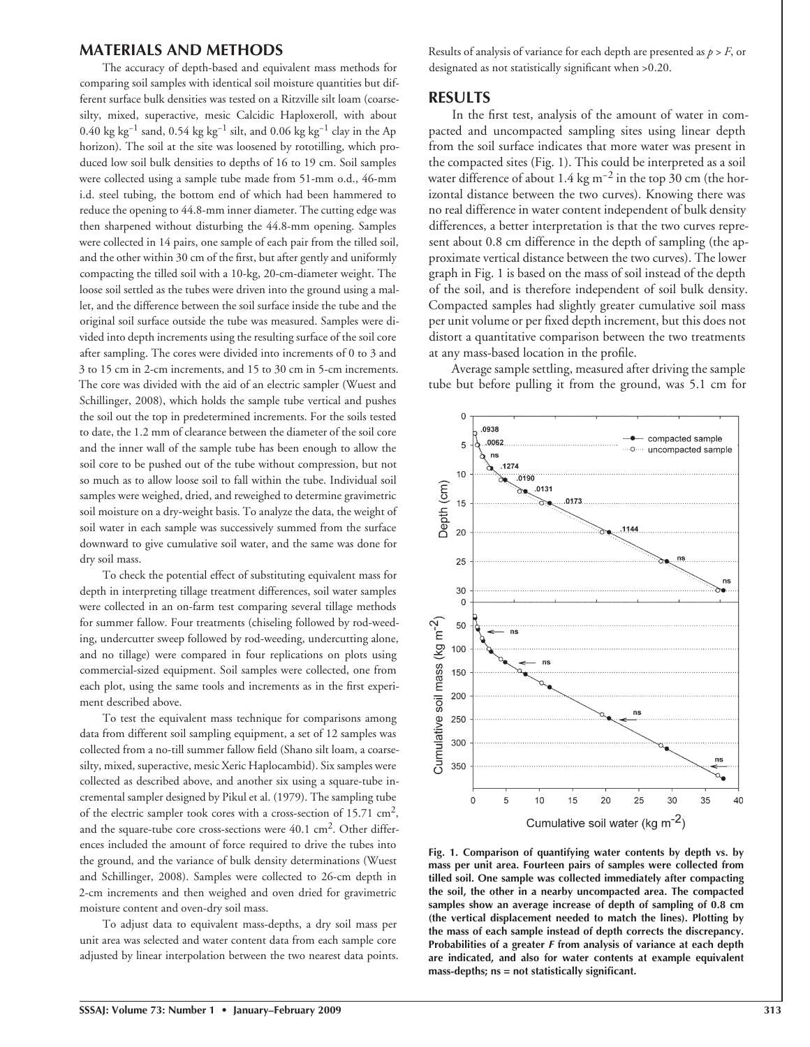## MATERIALS AND METHODS

The accuracy of depth-based and equivalent mass methods for comparing soil samples with identical soil moisture quantities but different surface bulk densities was tested on a Ritzville silt loam (coarse-silty, mixed, superactive, mesic Calcidic Haploxeroll, with about 0.40 kg $kg^{-1}$ sand, 0.54 kg $kg^{-1}$ silt, and 0.06 kg $kg^{-1}$ clay in the Ap horizon). The soil at the site was loosened by rototilling, which produced low soil bulk densities to depths of 16 to 19 cm. Soil samples were collected using a sample tube made from 51-mm o.d., 46-mm i.d. steel tubing, the bottom end of which had been hammered to reduce the opening to 44.8-mm inner diameter. The cutting edge was then sharpened without disturbing the 44.8-mm opening. Samples were collected in 14 pairs, one sample of each pair from the tilled soil, and the other within 30 cm of the first, but after gently and uniformly compacting the tilled soil with a 10-kg, 20-cm-diameter weight. The loose soil settled as the tubes were driven into the ground using a mallet, and the difference between the soil surface inside the tube and the original soil surface outside the tube was measured. Samples were divided into depth increments using the resulting surface of the soil core after sampling. The cores were divided into increments of 0 to 3 and 3 to 15 cm in 2-cm increments, and 15 to 30 cm in 5-cm increments. The core was divided with the aid of an electric sampler (Wuest and Schillinger, 2008), which holds the sample tube vertical and pushes the soil out the top in predetermined increments. For the soils tested to date, the 1.2 mm of clearance between the diameter of the soil core and the inner wall of the sample tube has been enough to allow the soil core to be pushed out of the tube without compression, but not so much as to allow loose soil to fall within the tube. Individual soil samples were weighed, dried, and reweighed to determine gravimetric soil moisture on a dry-weight basis. To analyze the data, the weight of soil water in each sample was successively summed from the surface downward to give cumulative soil water, and the same was done for dry soil mass.

To check the potential effect of substituting equivalent mass for depth in interpreting tillage treatment differences, soil water samples were collected in an on-farm test comparing several tillage methods for summer fallow. Four treatments (chiseling followed by rod-weeding, undercutter sweep followed by rod-weeding, undercutting alone, and no tillage) were compared in four replications on plots using commercial-sized equipment. Soil samples were collected, one from each plot, using the same tools and increments as in the first experiment described above.

To test the equivalent mass technique for comparisons among data from different soil sampling equipment, a set of 12 samples was collected from a no-till summer fallow field (Shano silt loam, a coarse-silty, mixed, superactive, mesic Xeric Haplocambid). Six samples were collected as described above, and another six using a square-tube incremental sampler designed by Pikul et al. (1979). The sampling tube of the electric sampler took cores with a cross-section of 15.71 $cm^2$, and the square-tube core cross-sections were 40.1 $cm^2$. Other differences included the amount of force required to drive the tubes into the ground, and the variance of bulk density determinations (Wuest and Schillinger, 2008). Samples were collected to 26-cm depth in 2-cm increments and then weighed and oven dried for gravimetric moisture content and oven-dry soil mass.

To adjust data to equivalent mass-depths, a dry soil mass per unit area was selected and water content data from each sample core adjusted by linear interpolation between the two nearest data points. Results of analysis of variance for each depth are presented as $p > F$, or designated as not statistically significant when >0.20.

## RESULTS

In the first test, analysis of the amount of water in compacted and uncompacted sampling sites using linear depth from the soil surface indicates that more water was present in the compacted sites (Fig. 1). This could be interpreted as a soil water difference of about 1.4 kg $m^{-2}$ in the top 30 cm (the horizontal distance between the two curves). Knowing there was no real difference in water content independent of bulk density differences, a better interpretation is that the two curves represent about 0.8 cm difference in the depth of sampling (the approximate vertical distance between the two curves). The lower graph in Fig. 1 is based on the mass of soil instead of the depth of the soil, and is therefore independent of soil bulk density. Compacted samples had slightly greater cumulative soil mass per unit volume or per fixed depth increment, but this does not distort a quantitative comparison between the two treatments at any mass-based location in the profile.

Average sample settling, measured after driving the sample tube but before pulling it from the ground, was 5.1 cm for

**Fig. 1. Comparison of quantifying water contents by depth vs. by mass per unit area. Fourteen pairs of samples were collected from tilled soil. One sample was collected immediately after compacting the soil, the other in a nearby uncompacted area. The compacted samples show an average increase of depth of sampling of 0.8 cm (the vertical displacement needed to match the lines). Plotting by the mass of each sample instead of depth corrects the discrepancy. Probabilities of a greater *F* from analysis of variance at each depth are indicated, and also for water contents at example equivalent mass-depths; ns = not statistically significant.**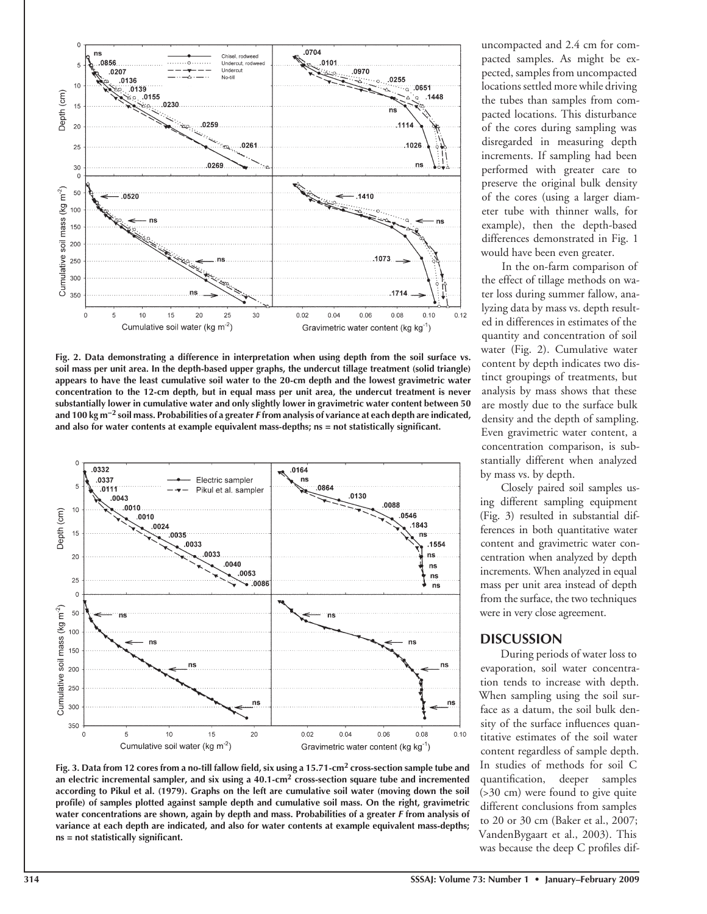Fig. 2. Data demonstrating a difference in interpretation when using depth from the soil surface vs. soil mass per unit area. In the depth-based upper graphs, the undercut tillage treatment (solid triangle) appears to have the least cumulative soil water to the 20-cm depth and the lowest gravimetric water concentration to the 12-cm depth, but in equal mass per unit area, the undercut treatment is never substantially lower in cumulative water and only slightly lower in gravimetric water content between 50 and 100 kg m$^{-2}$ soil mass. Probabilities of a greater *F* from analysis of variance at each depth are indicated, and also for water contents at example equivalent mass-depths; ns = not statistically significant.

Fig. 3. Data from 12 cores from a no-till fallow field, six using a 15.71-cm$^2$ cross-section sample tube and an electric incremental sampler, and six using a 40.1-cm$^2$ cross-section square tube and incremented according to Pikul et al. (1979). Graphs on the left are cumulative soil water (moving down the soil profile) of samples plotted against sample depth and cumulative soil mass. On the right, gravimetric water concentrations are shown, again by depth and mass. Probabilities of a greater *F* from analysis of variance at each depth are indicated, and also for water contents at example equivalent mass-depths; ns = not statistically significant.

uncompacted and 2.4 cm for compacted samples. As might be expected, samples from uncompacted locations settled more while driving the tubes than samples from compacted locations. This disturbance of the cores during sampling was disregarded in measuring depth increments. If sampling had been performed with greater care to preserve the original bulk density of the cores (using a larger diameter tube with thinner walls, for example), then the depth-based differences demonstrated in Fig. 1 would have been even greater.

In the on-farm comparison of the effect of tillage methods on water loss during summer fallow, analyzing data by mass vs. depth resulted in differences in estimates of the quantity and concentration of soil water (Fig. 2). Cumulative water content by depth indicates two distinct groupings of treatments, but analysis by mass shows that these are mostly due to the surface bulk density and the depth of sampling. Even gravimetric water content, a concentration comparison, is substantially different when analyzed by mass vs. by depth.

Closely paired soil samples using different sampling equipment (Fig. 3) resulted in substantial differences in both quantitative water content and gravimetric water concentration when analyzed by depth increments. When analyzed in equal mass per unit area instead of depth from the surface, the two techniques were in very close agreement.

## DISCUSSION

During periods of water loss to evaporation, soil water concentration tends to increase with depth. When sampling using the soil surface as a datum, the soil bulk density of the surface influences quantitative estimates of the soil water content regardless of sample depth. In studies of methods for soil C quantification, deeper samples (>30 cm) were found to give quite different conclusions from samples to 20 or 30 cm (Baker et al., 2007; VandenBygaart et al., 2003). This was because the deep C profiles dif-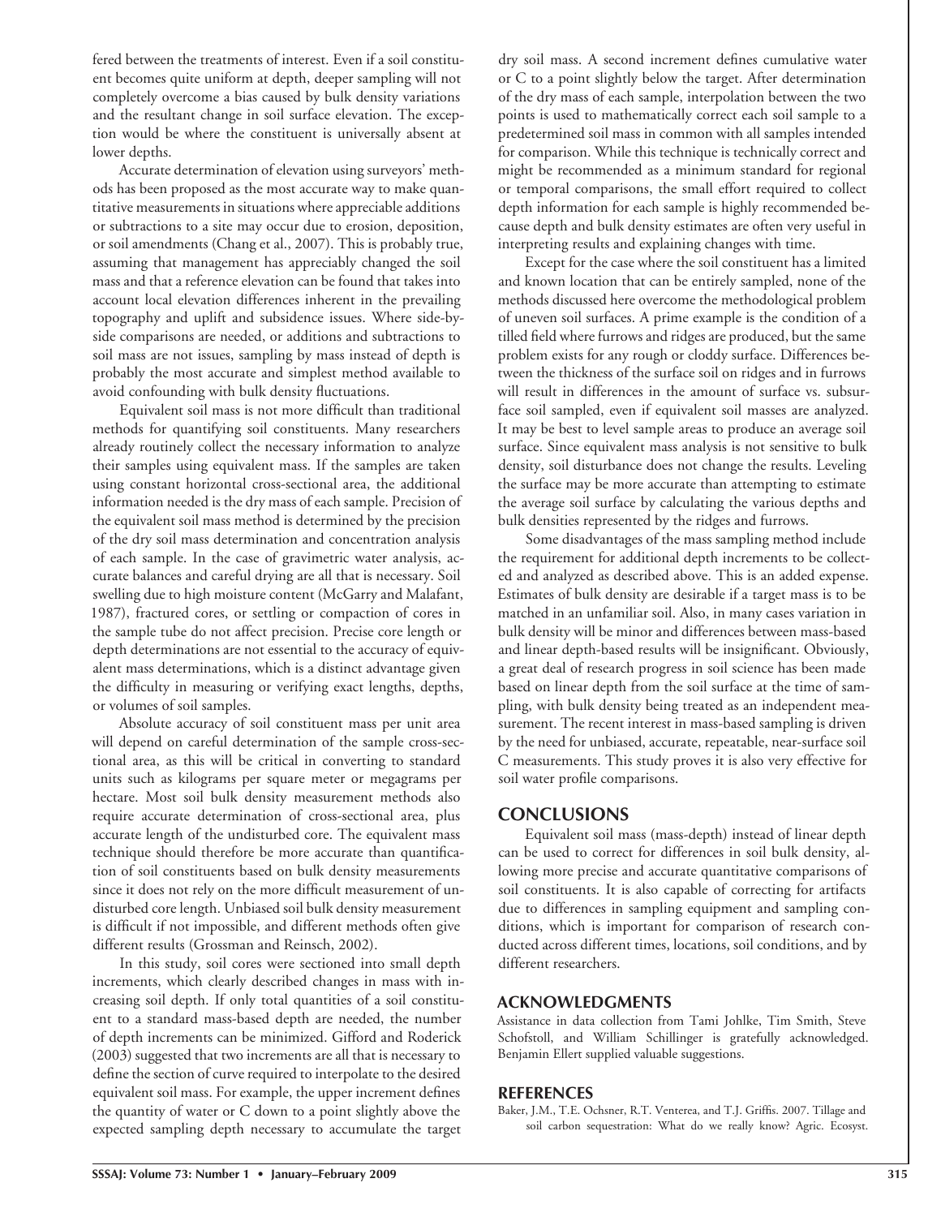fered between the treatments of interest. Even if a soil constituent becomes quite uniform at depth, deeper sampling will not completely overcome a bias caused by bulk density variations and the resultant change in soil surface elevation. The exception would be where the constituent is universally absent at lower depths.

Accurate determination of elevation using surveyors' methods has been proposed as the most accurate way to make quantitative measurements in situations where appreciable additions or subtractions to a site may occur due to erosion, deposition, or soil amendments (Chang et al., 2007). This is probably true, assuming that management has appreciably changed the soil mass and that a reference elevation can be found that takes into account local elevation differences inherent in the prevailing topography and uplift and subsidence issues. Where side-by-side comparisons are needed, or additions and subtractions to soil mass are not issues, sampling by mass instead of depth is probably the most accurate and simplest method available to avoid confounding with bulk density fluctuations.

Equivalent soil mass is not more difficult than traditional methods for quantifying soil constituents. Many researchers already routinely collect the necessary information to analyze their samples using equivalent mass. If the samples are taken using constant horizontal cross-sectional area, the additional information needed is the dry mass of each sample. Precision of the equivalent soil mass method is determined by the precision of the dry soil mass determination and concentration analysis of each sample. In the case of gravimetric water analysis, accurate balances and careful drying are all that is necessary. Soil swelling due to high moisture content (McGarry and Malafant, 1987), fractured cores, or settling or compaction of cores in the sample tube do not affect precision. Precise core length or depth determinations are not essential to the accuracy of equivalent mass determinations, which is a distinct advantage given the difficulty in measuring or verifying exact lengths, depths, or volumes of soil samples.

Absolute accuracy of soil constituent mass per unit area will depend on careful determination of the sample cross-sectional area, as this will be critical in converting to standard units such as kilograms per square meter or megagrams per hectare. Most soil bulk density measurement methods also require accurate determination of cross-sectional area, plus accurate length of the undisturbed core. The equivalent mass technique should therefore be more accurate than quantification of soil constituents based on bulk density measurements since it does not rely on the more difficult measurement of undisturbed core length. Unbiased soil bulk density measurement is difficult if not impossible, and different methods often give different results (Grossman and Reinsch, 2002).

In this study, soil cores were sectioned into small depth increments, which clearly described changes in mass with increasing soil depth. If only total quantities of a soil constituent to a standard mass-based depth are needed, the number of depth increments can be minimized. Gifford and Roderick (2003) suggested that two increments are all that is necessary to define the section of curve required to interpolate to the desired equivalent soil mass. For example, the upper increment defines the quantity of water or C down to a point slightly above the expected sampling depth necessary to accumulate the target dry soil mass. A second increment defines cumulative water or C to a point slightly below the target. After determination of the dry mass of each sample, interpolation between the two points is used to mathematically correct each soil sample to a predetermined soil mass in common with all samples intended for comparison. While this technique is technically correct and might be recommended as a minimum standard for regional or temporal comparisons, the small effort required to collect depth information for each sample is highly recommended because depth and bulk density estimates are often very useful in interpreting results and explaining changes with time.

Except for the case where the soil constituent has a limited and known location that can be entirely sampled, none of the methods discussed here overcome the methodological problem of uneven soil surfaces. A prime example is the condition of a tilled field where furrows and ridges are produced, but the same problem exists for any rough or cloddy surface. Differences between the thickness of the surface soil on ridges and in furrows will result in differences in the amount of surface vs. subsurface soil sampled, even if equivalent soil masses are analyzed. It may be best to level sample areas to produce an average soil surface. Since equivalent mass analysis is not sensitive to bulk density, soil disturbance does not change the results. Leveling the surface may be more accurate than attempting to estimate the average soil surface by calculating the various depths and bulk densities represented by the ridges and furrows.

Some disadvantages of the mass sampling method include the requirement for additional depth increments to be collected and analyzed as described above. This is an added expense. Estimates of bulk density are desirable if a target mass is to be matched in an unfamiliar soil. Also, in many cases variation in bulk density will be minor and differences between mass-based and linear depth-based results will be insignificant. Obviously, a great deal of research progress in soil science has been made based on linear depth from the soil surface at the time of sampling, with bulk density being treated as an independent measurement. The recent interest in mass-based sampling is driven by the need for unbiased, accurate, repeatable, near-surface soil C measurements. This study proves it is also very effective for soil water profile comparisons.

## CONCLUSIONS

Equivalent soil mass (mass-depth) instead of linear depth can be used to correct for differences in soil bulk density, allowing more precise and accurate quantitative comparisons of soil constituents. It is also capable of correcting for artifacts due to differences in sampling equipment and sampling conditions, which is important for comparison of research conducted across different times, locations, soil conditions, and by different researchers.

## ACKNOWLEDGMENTS

Assistance in data collection from Tami Johlke, Tim Smith, Steve Schofstoll, and William Schillinger is gratefully acknowledged. Benjamin Ellert supplied valuable suggestions.

## REFERENCES

Baker, J.M., T.E. Ochsner, R.T. Venterea, and T.J. Griffis. 2007. Tillage and soil carbon sequestration: What do we really know? Agric. Ecosyst.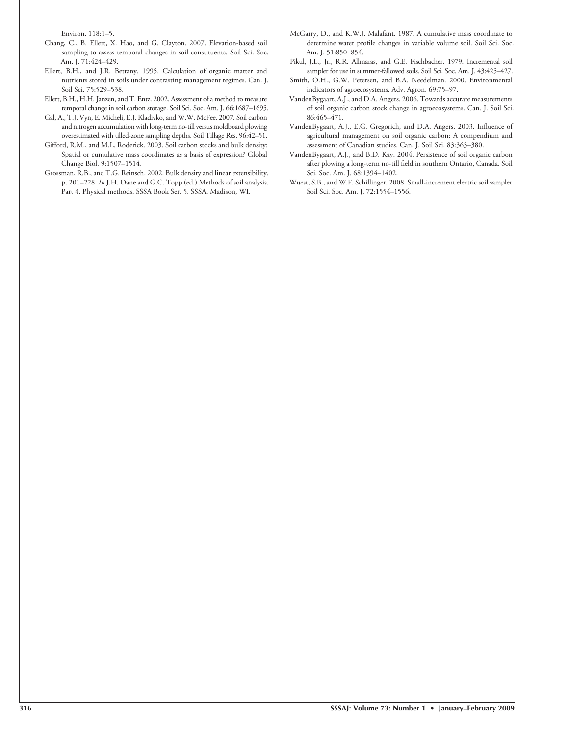Environ. 118:1–5.

Chang, C., B. Ellert, X. Hao, and G. Clayton. 2007. Elevation-based soil sampling to assess temporal changes in soil constituents. Soil Sci. Soc. Am. J. 71:424–429.

Ellert, B.H., and J.R. Bettany. 1995. Calculation of organic matter and nutrients stored in soils under contrasting management regimes. Can. J. Soil Sci. 75:529–538.

Ellert, B.H., H.H. Janzen, and T. Entz. 2002. Assessment of a method to measure temporal change in soil carbon storage. Soil Sci. Soc. Am. J. 66:1687–1695.

Gal, A., T.J. Vyn, E. Micheli, E.J. Kladivko, and W.W. McFee. 2007. Soil carbon and nitrogen accumulation with long-term no-till versus moldboard plowing overestimated with tilled-zone sampling depths. Soil Tillage Res. 96:42–51.

Gifford, R.M., and M.L. Roderick. 2003. Soil carbon stocks and bulk density: Spatial or cumulative mass coordinates as a basis of expression? Global Change Biol. 9:1507–1514.

Grossman, R.B., and T.G. Reinsch. 2002. Bulk density and linear extensibility. p. 201–228. *In* J.H. Dane and G.C. Topp (ed.) Methods of soil analysis. Part 4. Physical methods. SSSA Book Ser. 5. SSSA, Madison, WI.

McGarry, D., and K.W.J. Malafant. 1987. A cumulative mass coordinate to determine water profile changes in variable volume soil. Soil Sci. Soc. Am. J. 51:850–854.

Pikul, J.L., Jr., R.R. Allmaras, and G.E. Fischbacher. 1979. Incremental soil sampler for use in summer-fallowed soils. Soil Sci. Soc. Am. J. 43:425–427.

Smith, O.H., G.W. Petersen, and B.A. Needelman. 2000. Environmental indicators of agroecosystems. Adv. Agron. 69:75–97.

VandenBygaart, A.J., and D.A. Angers. 2006. Towards accurate measurements of soil organic carbon stock change in agroecosystems. Can. J. Soil Sci. 86:465–471.

VandenBygaart, A.J., E.G. Gregorich, and D.A. Angers. 2003. Influence of agricultural management on soil organic carbon: A compendium and assessment of Canadian studies. Can. J. Soil Sci. 83:363–380.

VandenBygaart, A.J., and B.D. Kay. 2004. Persistence of soil organic carbon after plowing a long-term no-till field in southern Ontario, Canada. Soil Sci. Soc. Am. J. 68:1394–1402.

Wuest, S.B., and W.F. Schillinger. 2008. Small-increment electric soil sampler. Soil Sci. Soc. Am. J. 72:1554–1556.